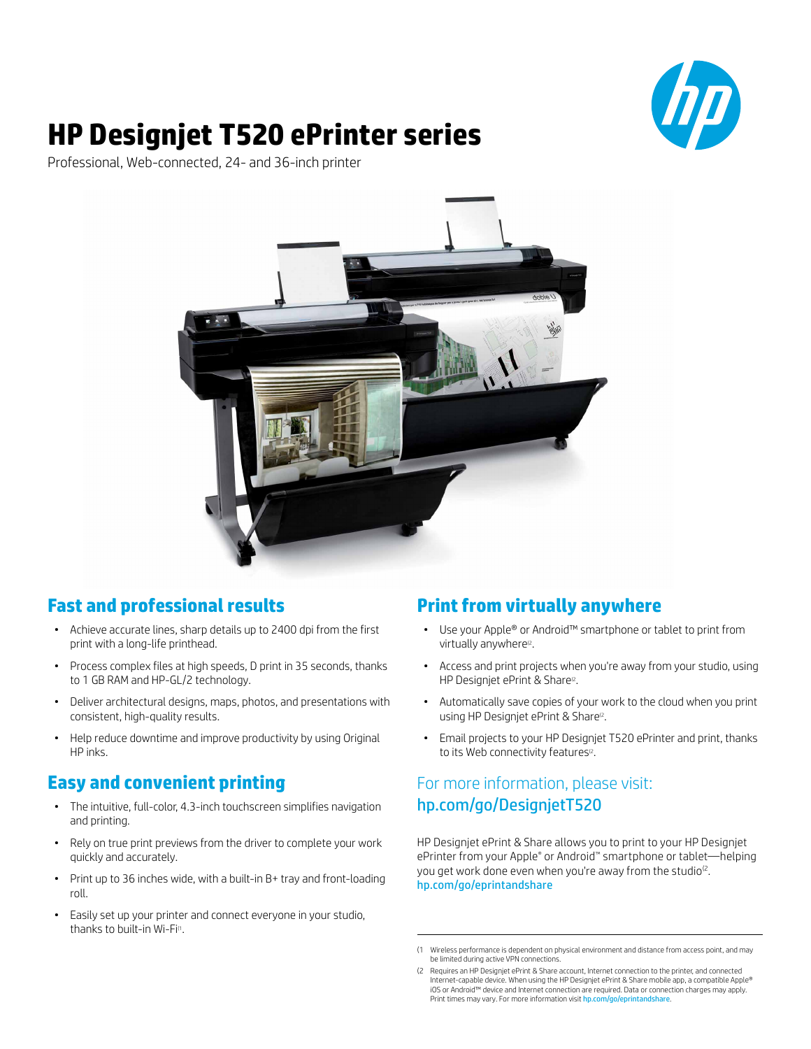# HP Designjet T520 ePrinter series

Professional, Web-connected, 24- and 36-inch printer

## Fast and professional results

- Achieve accurate lines, sharp details up to 2400 dpi from the first print with a long-life printhead.
- Process complex files at high speeds, D print in 35 seconds, thanks to 1 GB RAM and HP-GL/2 technology.
- Deliver architectural designs, maps, photos, and presentations with consistent, high-quality results.
- Help reduce downtime and improve productivity by using Original HP inks.

## Easy and convenient printing

- The intuitive, full-color, 4.3-inch touchscreen simplifies navigation and printing.
- Rely on true print previews from the driver to complete your work quickly and accurately.
- Print up to 36 inches wide, with a built-in B+ tray and front-loading roll.
- Easily set up your printer and connect everyone in your studio, thanks to built-in Wi-Fi[1].

## Print from virtually anywhere

- Use your Apple® or Android™ smartphone or tablet to print from virtually anywhere[2].
- Access and print projects when you're away from your studio, using HP Designjet ePrint & Share[2].
- Automatically save copies of your work to the cloud when you print using HP Designjet ePrint & Share[2].
- Email projects to your HP Designjet T520 ePrinter and print, thanks to its Web connectivity features[2].

For more information, please visit:
**hp.com/go/DesignjetT520**

HP Designjet ePrint & Share allows you to print to your HP Designjet ePrinter from your Apple® or Android™ smartphone or tablet—helping you get work done even when you're away from the studio[2].
hp.com/go/eprintandshare

---

(1 Wireless performance is dependent on physical environment and distance from access point, and may be limited during active VPN connections.

(2 Requires an HP Designjet ePrint & Share account, Internet connection to the printer, and connected Internet-capable device. When using the HP Designjet ePrint & Share mobile app, a compatible Apple® iOS or Android™ device and Internet connection are required. Data or connection charges may apply. Print times may vary. For more information visit hp.com/go/eprintandshare.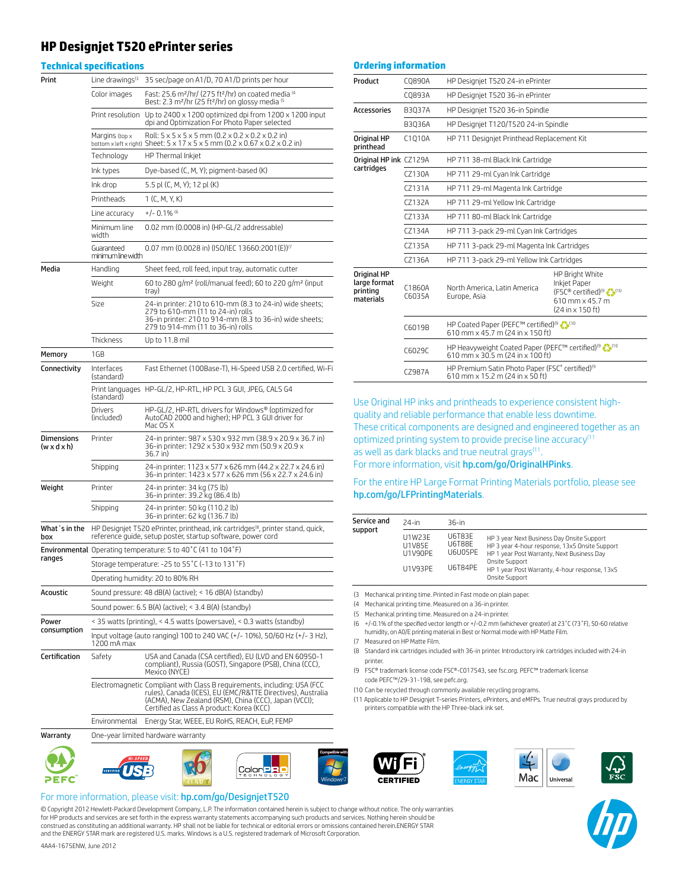# HP Designjet T520 ePrinter series

## Technical specifications

| | | |
|---|---|---|
| Print | Line drawings[3] | 35 sec/page on A1/D, 70 A1/D prints per hour |
| | Color images | Fast: 25.6 m²/hr (275 ft²/hr) on coated media[4]<br>Best: 2.3 m²/hr (25 ft²/hr) on glossy media[5] |
| | Print resolution | Up to 2400 x 1200 optimized dpi from 1200 x 1200 input dpi and Optimization For Photo Paper selected |
| | Margins (top x bottom x left x right) | Roll: 5 x 5 x 5 x 5 mm (0.2 x 0.2 x 0.2 x 0.2 in)<br>Sheet: 5 x 17 x 5 x 5 mm (0.2 x 0.67 x 0.2 x 0.2 in) |
| | Technology | HP Thermal Inkjet |
| | Ink types | Dye-based (C, M, Y); pigment-based (K) |
| | Ink drop | 5.5 pl (C, M, Y); 12 pl (K) |
| | Printheads | 1 (C, M, Y, K) |
| | Line accuracy | +/- 0.1%[6] |
| | Minimum line width | 0.02 mm (0.0008 in) (HP-GL/2 addressable) |
| | Guaranteed minimum line width | 0.07 mm (0.0028 in) (ISO/IEC 13660:2001(E))[7] |
| Media | Handling | Sheet feed, roll feed, input tray, automatic cutter |
| | Weight | 60 to 280 g/m² (roll/manual feed); 60 to 220 g/m² (input tray) |
| | Size | 24-in printer: 210 to 610-mm (8.3 to 24-in) wide sheets; 279 to 610-mm (11 to 24-in) rolls<br>36-in printer: 210 to 914-mm (8.3 to 36-in) wide sheets; 279 to 914-mm (11 to 36-in) rolls |
| | Thickness | Up to 11.8 mil |
| Memory | 1GB | |
| Connectivity | Interfaces (standard) | Fast Ethernet (100Base-T), Hi-Speed USB 2.0 certified, Wi-Fi |
| | Print languages (standard) | HP-GL/2, HP-RTL, HP PCL 3 GUI, JPEG, CALS G4 |
| | Drivers (included) | HP-GL/2, HP-RTL drivers for Windows® (optimized for AutoCAD 2000 and higher); HP PCL 3 GUI driver for Mac OS X |
| Dimensions (w x d x h) | Printer | 24-in printer: 987 x 530 x 932 mm (38.9 x 20.9 x 36.7 in)<br>36-in printer: 1292 x 530 x 932 mm (50.9 x 20.9 x 36.7 in) |
| | Shipping | 24-in printer: 1123 x 577 x 626 mm (44.2 x 22.7 x 24.6 in)<br>36-in printer: 1423 x 577 x 626 mm (56 x 22.7 x 24.6 in) |
| Weight | Printer | 24-in printer: 34 kg (75 lb)<br>36-in printer: 39.2 kg (86.4 lb) |
| | Shipping | 24-in printer: 50 kg (110.2 lb)<br>36-in printer: 62 kg (136.7 lb) |
| What´s in the box | HP Designjet T520 ePrinter, printhead, ink cartridges[8], printer stand, quick, reference guide, setup poster, startup software, power cord | |
| Environmental ranges | Operating temperature: 5 to 40°C (41 to 104°F) | |
| | Storage temperature: -25 to 55°C (-13 to 131°F) | |
| | Operating humidity: 20 to 80% RH | |
| Acoustic | Sound pressure: 48 dB(A) (active); < 16 dB(A) (standby) | |
| | Sound power: 6.5 B(A) (active); < 3.4 B(A) (standby) | |
| Power consumption | < 35 watts (printing), < 4.5 watts (powersave), < 0.3 watts (standby) | |
| | Input voltage (auto ranging) 100 to 240 VAC (+/- 10%), 50/60 Hz (+/- 3 Hz), 1200 mA max | |
| Certification | Safety | USA and Canada (CSA certified), EU (LVD and EN 60950-1 compliant), Russia (GOST), Singapore (PSB), China (CCC), Mexico (NYCE) |
| | Electromagnetic | Compliant with Class B requirements, including: USA (FCC rules), Canada (ICES), EU (EMC/R&TTE Directives), Australia (ACMA), New Zealand (RSM), China (CCC), Japan (VCCI); Certified as Class A product: Korea (KCC) |
| | Environmental | Energy Star, WEEE, EU RoHS, REACH, EuP, FEMP |
| Warranty | One-year limited hardware warranty | |

## Ordering information

| | | |
|---|---|---|
| Product | CQ890A | HP Designjet T520 24-in ePrinter |
| | CQ893A | HP Designjet T520 36-in ePrinter |
| Accessories | B3Q37A | HP Designjet T520 36-in Spindle |
| | B3Q36A | HP Designjet T120/T520 24-in Spindle |
| Original HP printhead | C1Q10A | HP 711 Designjet Printhead Replacement Kit |
| Original HP ink cartridges | CZ129A | HP 711 38-ml Black Ink Cartridge |
| | CZ130A | HP 711 29-ml Cyan Ink Cartridge |
| | CZ131A | HP 711 29-ml Magenta Ink Cartridge |
| | CZ132A | HP 711 29-ml Yellow Ink Cartridge |
| | CZ133A | HP 711 80-ml Black Ink Cartridge |
| | CZ134A | HP 711 3-pack 29-ml Cyan Ink Cartridges |
| | CZ135A | HP 711 3-pack 29-ml Magenta Ink Cartridges |
| | CZ136A | HP 711 3-pack 29-ml Yellow Ink Cartridges |
| Original HP large format printing materials | C1860A<br>C6035A | North America, Latin America<br>Europe, Asia — HP Bright White Inkjet Paper (FSC® certified)[9][10] 610 mm x 45.7 m (24 in x 150 ft) |
| | C6019B | HP Coated Paper (PEFC™ certified)[9][10] 610 mm x 45.7 m (24 in x 150 ft) |
| | C6029C | HP Heavyweight Coated Paper (PEFC™ certified)[9][10] 610 mm x 30.5 m (24 in x 100 ft) |
| | CZ987A | HP Premium Satin Photo Paper (FSC® certified)[9] 610 mm x 15.2 m (24 in x 50 ft) |

Use Original HP inks and printheads to experience consistent high-quality and reliable performance that enable less downtime. These critical components are designed and engineered together as an optimized printing system to provide precise line accuracy[11] as well as dark blacks and true neutral grays[11]. For more information, visit **hp.com/go/OriginalHPinks**.

For the entire HP Large Format Printing Materials portfolio, please see **hp.com/go/LFPrintingMaterials**.

| Service and support | 24-in | 36-in | |
|---|---|---|---|
| | U1W23E | U6T83E | HP 3 year Next Business Day Onsite Support |
| | U1V85E | U6T88E | HP 3 year 4-hour response, 13x5 Onsite Support |
| | U1V90PE | U6U05PE | HP 1 year Post Warranty, Next Business Day Onsite Support |
| | U1V93PE | U6T84PE | HP 1 year Post Warranty, 4-hour response, 13x5 Onsite Support |

(3 Mechanical printing time. Printed in Fast mode on plain paper.
(4 Mechanical printing time. Measured on a 36-in printer.
(5 Mechanical printing time. Measured on a 24-in printer.
(6 +/-0.1% of the specified vector length or +/-0.2 mm (whichever greater) at 23°C (73°F), 50-60 relative humidity, on A0/E printing material in Best or Normal mode with HP Matte Film.
(7 Measured on HP Matte Film.
(8 Standard ink cartridges included with 36-in printer. Introductory ink cartridges included with 24-in printer.
(9 FSC® trademark license code FSC®-C017543, see fsc.org. PEFC™ trademark license code PEFC™/29-31-198, see pefc.org.
(10 Can be recycled through commonly available recycling programs.
(11 Applicable to HP Designjet T-series Printers, ePrinters, and eMFPs. True neutral grays produced by printers compatible with the HP Three-black ink set.

For more information, please visit: **hp.com/go/DesignjetT520**

© Copyright 2012 Hewlett-Packard Development Company, L.P. The information contained herein is subject to change without notice. The only warranties for HP products and services are set forth in the express warranty statements accompanying such products and services. Nothing herein should be construed as constituting an additional warranty. HP shall not be liable for technical or editorial errors or omissions contained herein.ENERGY STAR and the ENERGY STAR mark are registered U.S. marks. Windows is a U.S. registered trademark of Microsoft Corporation.

4AA4-1675ENW, June 2012